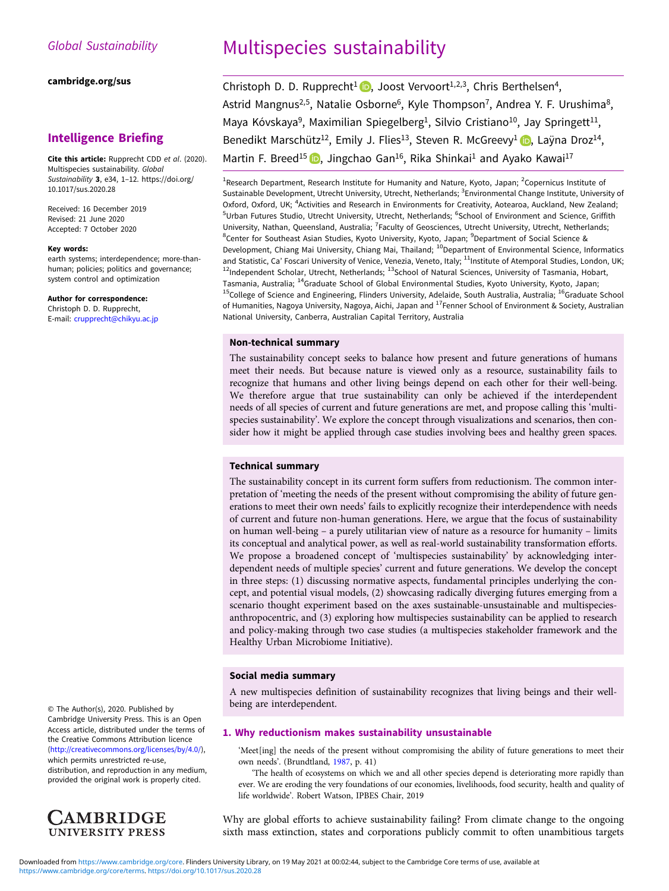Global Sustainability

cambridge.org/sus

**Intelligence Briefing**

**Cite this article:** Rupprecht CDD *et al*. (2020). Multispecies sustainability. *Global Sustainability* **3**, e34, 1–12. https://doi.org/10.1017/sus.2020.28

Received: 16 December 2019
Revised: 21 June 2020
Accepted: 7 October 2020

**Key words:**
earth systems; interdependence; more-than-human; policies; politics and governance; system control and optimization

**Author for correspondence:**
Christoph D. D. Rupprecht,
E-mail: crupprecht@chikyu.ac.jp

© The Author(s), 2020. Published by Cambridge University Press. This is an Open Access article, distributed under the terms of the Creative Commons Attribution licence (http://creativecommons.org/licenses/by/4.0/), which permits unrestricted re-use, distribution, and reproduction in any medium, provided the original work is properly cited.

# Multispecies sustainability

Christoph D. D. Rupprecht[1], Joost Vervoort[1,2,3], Chris Berthelsen[4], Astrid Mangnus[2,5], Natalie Osborne[6], Kyle Thompson[7], Andrea Y. F. Urushima[8], Maya Kóvskaya[9], Maximilian Spiegelberg[1], Silvio Cristiano[10], Jay Springett[11], Benedikt Marschütz[12], Emily J. Flies[13], Steven R. McGreevy[1], Laÿna Droz[14], Martin F. Breed[15], Jingchao Gan[16], Rika Shinkai[1] and Ayako Kawai[17]

[1]Research Department, Research Institute for Humanity and Nature, Kyoto, Japan; [2]Copernicus Institute of Sustainable Development, Utrecht University, Utrecht, Netherlands; [3]Environmental Change Institute, University of Oxford, Oxford, UK; [4]Activities and Research in Environments for Creativity, Aotearoa, Auckland, New Zealand; [5]Urban Futures Studio, Utrecht University, Utrecht, Netherlands; [6]School of Environment and Science, Griffith University, Nathan, Queensland, Australia; [7]Faculty of Geosciences, Utrecht University, Utrecht, Netherlands; [8]Center for Southeast Asian Studies, Kyoto University, Kyoto, Japan; [9]Department of Social Science & Development, Chiang Mai University, Chiang Mai, Thailand; [10]Department of Environmental Science, Informatics and Statistic, Ca' Foscari University of Venice, Venezia, Veneto, Italy; [11]Institute of Atemporal Studies, London, UK; [12]Independent Scholar, Utrecht, Netherlands; [13]School of Natural Sciences, University of Tasmania, Hobart, Tasmania, Australia; [14]Graduate School of Global Environmental Studies, Kyoto University, Kyoto, Japan; [15]College of Science and Engineering, Flinders University, Adelaide, South Australia, Australia; [16]Graduate School of Humanities, Nagoya University, Nagoya, Aichi, Japan and [17]Fenner School of Environment & Society, Australian National University, Canberra, Australian Capital Territory, Australia

### Non-technical summary

The sustainability concept seeks to balance how present and future generations of humans meet their needs. But because nature is viewed only as a resource, sustainability fails to recognize that humans and other living beings depend on each other for their well-being. We therefore argue that true sustainability can only be achieved if the interdependent needs of all species of current and future generations are met, and propose calling this 'multispecies sustainability'. We explore the concept through visualizations and scenarios, then consider how it might be applied through case studies involving bees and healthy green spaces.

### Technical summary

The sustainability concept in its current form suffers from reductionism. The common interpretation of 'meeting the needs of the present without compromising the ability of future generations to meet their own needs' fails to explicitly recognize their interdependence with needs of current and future non-human generations. Here, we argue that the focus of sustainability on human well-being – a purely utilitarian view of nature as a resource for humanity – limits its conceptual and analytical power, as well as real-world sustainability transformation efforts. We propose a broadened concept of 'multispecies sustainability' by acknowledging interdependent needs of multiple species' current and future generations. We develop the concept in three steps: (1) discussing normative aspects, fundamental principles underlying the concept, and potential visual models, (2) showcasing radically diverging futures emerging from a scenario thought experiment based on the axes sustainable-unsustainable and multispecies-anthropocentric, and (3) exploring how multispecies sustainability can be applied to research and policy-making through two case studies (a multispecies stakeholder framework and the Healthy Urban Microbiome Initiative).

### Social media summary

A new multispecies definition of sustainability recognizes that living beings and their well-being are interdependent.

## 1. Why reductionism makes sustainability unsustainable

'Meet[ing] the needs of the present without compromising the ability of future generations to meet their own needs'. (Brundtland, 1987, p. 41)

'The health of ecosystems on which we and all other species depend is deteriorating more rapidly than ever. We are eroding the very foundations of our economies, livelihoods, food security, health and quality of life worldwide'. Robert Watson, IPBES Chair, 2019

Why are global efforts to achieve sustainability failing? From climate change to the ongoing sixth mass extinction, states and corporations publicly commit to often unambitious targets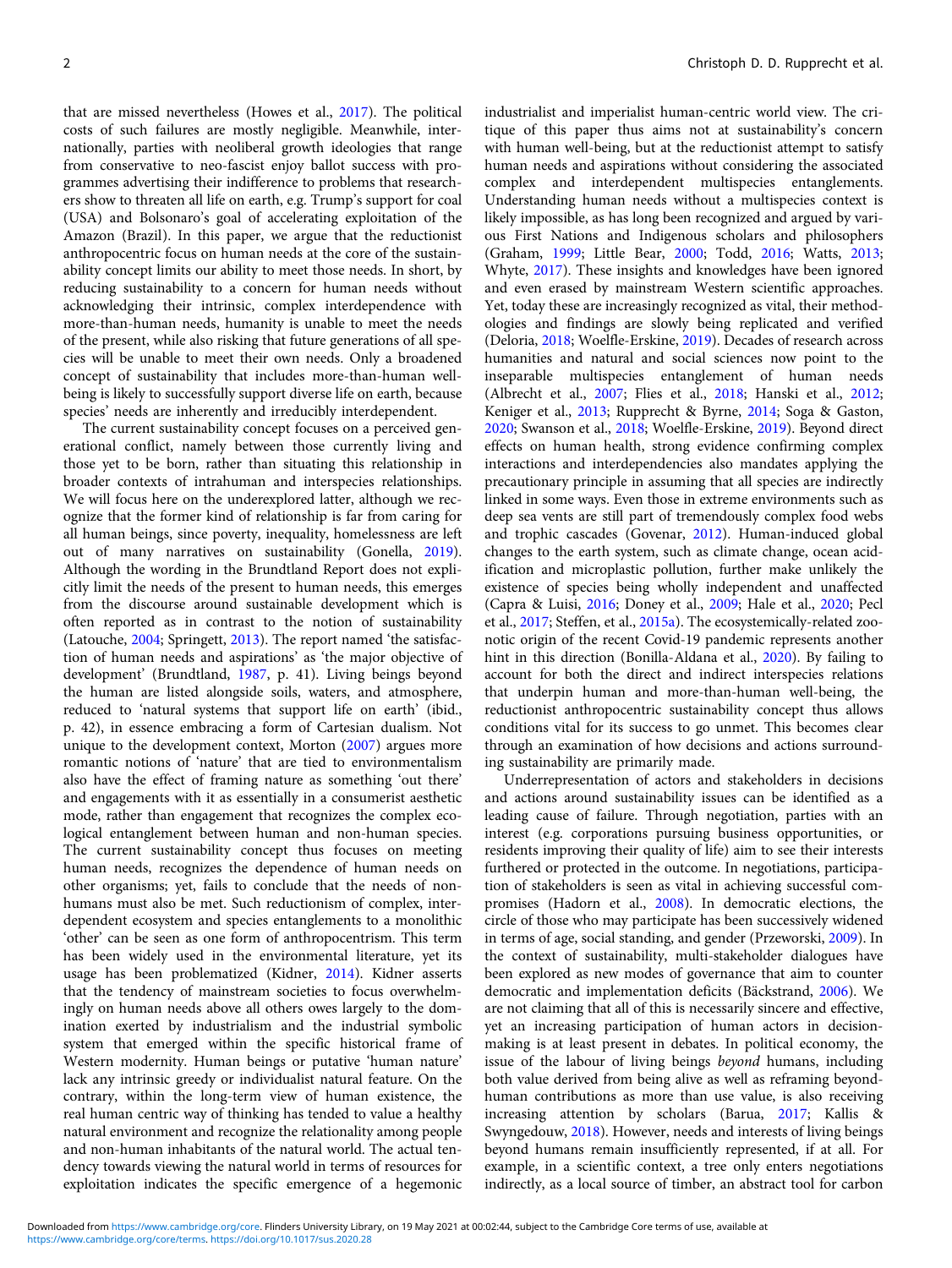that are missed nevertheless (Howes et al., 2017). The political costs of such failures are mostly negligible. Meanwhile, internationally, parties with neoliberal growth ideologies that range from conservative to neo-fascist enjoy ballot success with programmes advertising their indifference to problems that researchers show to threaten all life on earth, e.g. Trump's support for coal (USA) and Bolsonaro's goal of accelerating exploitation of the Amazon (Brazil). In this paper, we argue that the reductionist anthropocentric focus on human needs at the core of the sustainability concept limits our ability to meet those needs. In short, by reducing sustainability to a concern for human needs without acknowledging their intrinsic, complex interdependence with more-than-human needs, humanity is unable to meet the needs of the present, while also risking that future generations of all species will be unable to meet their own needs. Only a broadened concept of sustainability that includes more-than-human well-being is likely to successfully support diverse life on earth, because species' needs are inherently and irreducibly interdependent.

The current sustainability concept focuses on a perceived generational conflict, namely between those currently living and those yet to be born, rather than situating this relationship in broader contexts of intrahuman and interspecies relationships. We will focus here on the underexplored latter, although we recognize that the former kind of relationship is far from caring for all human beings, since poverty, inequality, homelessness are left out of many narratives on sustainability (Gonella, 2019). Although the wording in the Brundtland Report does not explicitly limit the needs of the present to human needs, this emerges from the discourse around sustainable development which is often reported as in contrast to the notion of sustainability (Latouche, 2004; Springett, 2013). The report named 'the satisfaction of human needs and aspirations' as 'the major objective of development' (Brundtland, 1987, p. 41). Living beings beyond the human are listed alongside soils, waters, and atmosphere, reduced to 'natural systems that support life on earth' (ibid., p. 42), in essence embracing a form of Cartesian dualism. Not unique to the development context, Morton (2007) argues more romantic notions of 'nature' that are tied to environmentalism also have the effect of framing nature as something 'out there' and engagements with it as essentially in a consumerist aesthetic mode, rather than engagement that recognizes the complex ecological entanglement between human and non-human species. The current sustainability concept thus focuses on meeting human needs, recognizes the dependence of human needs on other organisms; yet, fails to conclude that the needs of non-humans must also be met. Such reductionism of complex, interdependent ecosystem and species entanglements to a monolithic 'other' can be seen as one form of anthropocentrism. This term has been widely used in the environmental literature, yet its usage has been problematized (Kidner, 2014). Kidner asserts that the tendency of mainstream societies to focus overwhelmingly on human needs above all others owes largely to the domination exerted by industrialism and the industrial symbolic system that emerged within the specific historical frame of Western modernity. Human beings or putative 'human nature' lack any intrinsic greedy or individualist natural feature. On the contrary, within the long-term view of human existence, the real human centric way of thinking has tended to value a healthy natural environment and recognize the relationality among people and non-human inhabitants of the natural world. The actual tendency towards viewing the natural world in terms of resources for exploitation indicates the specific emergence of a hegemonic industrialist and imperialist human-centric world view. The critique of this paper thus aims not at sustainability's concern with human well-being, but at the reductionist attempt to satisfy human needs and aspirations without considering the associated complex and interdependent multispecies entanglements. Understanding human needs without a multispecies context is likely impossible, as has long been recognized and argued by various First Nations and Indigenous scholars and philosophers (Graham, 1999; Little Bear, 2000; Todd, 2016; Watts, 2013; Whyte, 2017). These insights and knowledges have been ignored and even erased by mainstream Western scientific approaches. Yet, today these are increasingly recognized as vital, their methodologies and findings are slowly being replicated and verified (Deloria, 2018; Woelfle-Erskine, 2019). Decades of research across humanities and natural and social sciences now point to the inseparable multispecies entanglement of human needs (Albrecht et al., 2007; Flies et al., 2018; Hanski et al., 2012; Keniger et al., 2013; Rupprecht & Byrne, 2014; Soga & Gaston, 2020; Swanson et al., 2018; Woelfle-Erskine, 2019). Beyond direct effects on human health, strong evidence confirming complex interactions and interdependencies also mandates applying the precautionary principle in assuming that all species are indirectly linked in some ways. Even those in extreme environments such as deep sea vents are still part of tremendously complex food webs and trophic cascades (Govenar, 2012). Human-induced global changes to the earth system, such as climate change, ocean acidification and microplastic pollution, further make unlikely the existence of species being wholly independent and unaffected (Capra & Luisi, 2016; Doney et al., 2009; Hale et al., 2020; Pecl et al., 2017; Steffen, et al., 2015a). The ecosystemically-related zoonotic origin of the recent Covid-19 pandemic represents another hint in this direction (Bonilla-Aldana et al., 2020). By failing to account for both the direct and indirect interspecies relations that underpin human and more-than-human well-being, the reductionist anthropocentric sustainability concept thus allows conditions vital for its success to go unmet. This becomes clear through an examination of how decisions and actions surrounding sustainability are primarily made.

Underrepresentation of actors and stakeholders in decisions and actions around sustainability issues can be identified as a leading cause of failure. Through negotiation, parties with an interest (e.g. corporations pursuing business opportunities, or residents improving their quality of life) aim to see their interests furthered or protected in the outcome. In negotiations, participation of stakeholders is seen as vital in achieving successful compromises (Hadorn et al., 2008). In democratic elections, the circle of those who may participate has been successively widened in terms of age, social standing, and gender (Przeworski, 2009). In the context of sustainability, multi-stakeholder dialogues have been explored as new modes of governance that aim to counter democratic and implementation deficits (Bäckstrand, 2006). We are not claiming that all of this is necessarily sincere and effective, yet an increasing participation of human actors in decision-making is at least present in debates. In political economy, the issue of the labour of living beings *beyond* humans, including both value derived from being alive as well as reframing beyond-human contributions as more than use value, is also receiving increasing attention by scholars (Barua, 2017; Kallis & Swyngedouw, 2018). However, needs and interests of living beings beyond humans remain insufficiently represented, if at all. For example, in a scientific context, a tree only enters negotiations indirectly, as a local source of timber, an abstract tool for carbon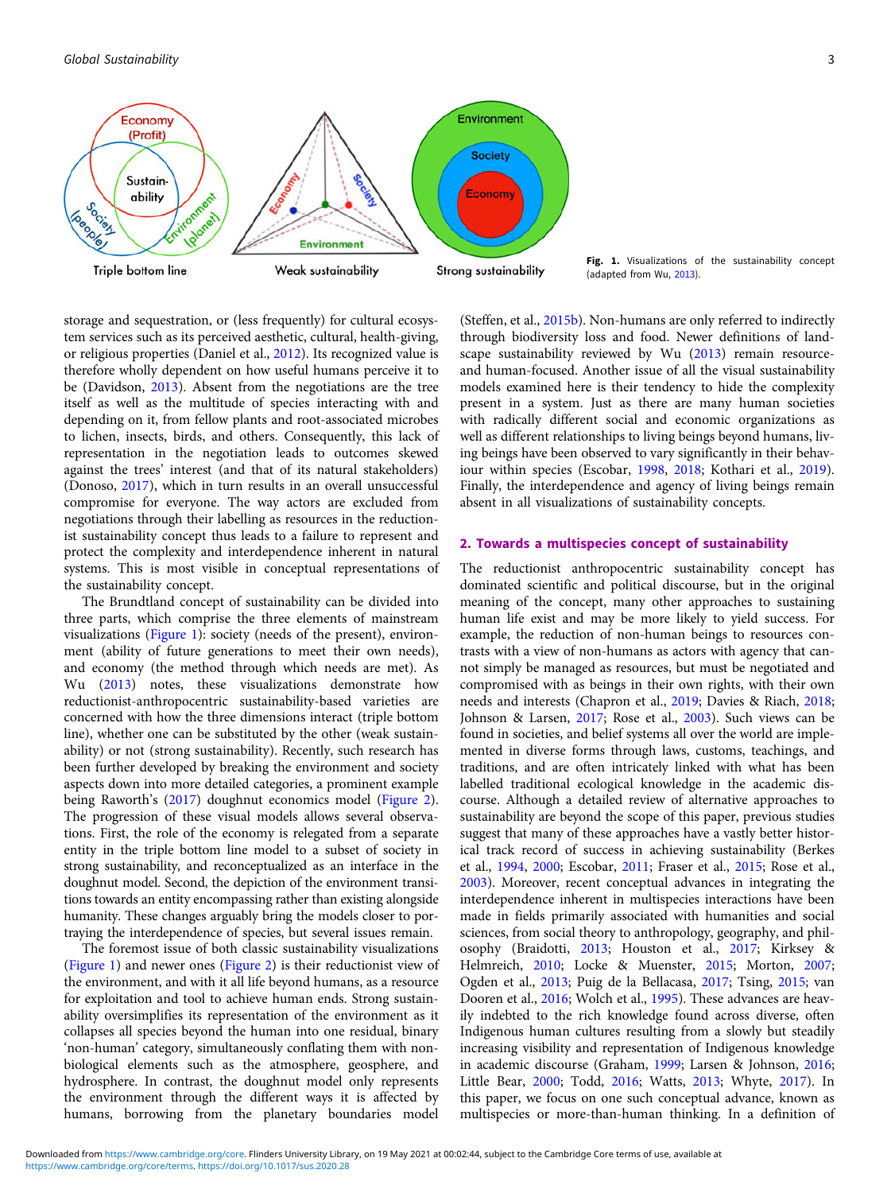Fig. 1. Visualizations of the sustainability concept (adapted from Wu, 2013).

storage and sequestration, or (less frequently) for cultural ecosystem services such as its perceived aesthetic, cultural, health-giving, or religious properties (Daniel et al., 2012). Its recognized value is therefore wholly dependent on how useful humans perceive it to be (Davidson, 2013). Absent from the negotiations are the tree itself as well as the multitude of species interacting with and depending on it, from fellow plants and root-associated microbes to lichen, insects, birds, and others. Consequently, this lack of representation in the negotiation leads to outcomes skewed against the trees' interest (and that of its natural stakeholders) (Donoso, 2017), which in turn results in an overall unsuccessful compromise for everyone. The way actors are excluded from negotiations through their labelling as resources in the reductionist sustainability concept thus leads to a failure to represent and protect the complexity and interdependence inherent in natural systems. This is most visible in conceptual representations of the sustainability concept.

The Brundtland concept of sustainability can be divided into three parts, which comprise the three elements of mainstream visualizations (Figure 1): society (needs of the present), environment (ability of future generations to meet their own needs), and economy (the method through which needs are met). As Wu (2013) notes, these visualizations demonstrate how reductionist-anthropocentric sustainability-based varieties are concerned with how the three dimensions interact (triple bottom line), whether one can be substituted by the other (weak sustainability) or not (strong sustainability). Recently, such research has been further developed by breaking the environment and society aspects down into more detailed categories, a prominent example being Raworth's (2017) doughnut economics model (Figure 2). The progression of these visual models allows several observations. First, the role of the economy is relegated from a separate entity in the triple bottom line model to a subset of society in strong sustainability, and reconceptualized as an interface in the doughnut model. Second, the depiction of the environment transitions towards an entity encompassing rather than existing alongside humanity. These changes arguably bring the models closer to portraying the interdependence of species, but several issues remain.

The foremost issue of both classic sustainability visualizations (Figure 1) and newer ones (Figure 2) is their reductionist view of the environment, and with it all life beyond humans, as a resource for exploitation and tool to achieve human ends. Strong sustainability oversimplifies its representation of the environment as it collapses all species beyond the human into one residual, binary 'non-human' category, simultaneously conflating them with non-biological elements such as the atmosphere, geosphere, and hydrosphere. In contrast, the doughnut model only represents the environment through the different ways it is affected by humans, borrowing from the planetary boundaries model (Steffen, et al., 2015b). Non-humans are only referred to indirectly through biodiversity loss and food. Newer definitions of landscape sustainability reviewed by Wu (2013) remain resource- and human-focused. Another issue of all the visual sustainability models examined here is their tendency to hide the complexity present in a system. Just as there are many human societies with radically different social and economic organizations as well as different relationships to living beings beyond humans, living beings have been observed to vary significantly in their behaviour within species (Escobar, 1998, 2018; Kothari et al., 2019). Finally, the interdependence and agency of living beings remain absent in all visualizations of sustainability concepts.

## 2. Towards a multispecies concept of sustainability

The reductionist anthropocentric sustainability concept has dominated scientific and political discourse, but in the original meaning of the concept, many other approaches to sustaining human life exist and may be more likely to yield success. For example, the reduction of non-human beings to resources contrasts with a view of non-humans as actors with agency that cannot simply be managed as resources, but must be negotiated and compromised with as beings in their own rights, with their own needs and interests (Chapron et al., 2019; Davies & Riach, 2018; Johnson & Larsen, 2017; Rose et al., 2003). Such views can be found in societies, and belief systems all over the world are implemented in diverse forms through laws, customs, teachings, and traditions, and are often intricately linked with what has been labelled traditional ecological knowledge in the academic discourse. Although a detailed review of alternative approaches to sustainability are beyond the scope of this paper, previous studies suggest that many of these approaches have a vastly better historical track record of success in achieving sustainability (Berkes et al., 1994, 2000; Escobar, 2011; Fraser et al., 2015; Rose et al., 2003). Moreover, recent conceptual advances in integrating the interdependence inherent in multispecies interactions have been made in fields primarily associated with humanities and social sciences, from social theory to anthropology, geography, and philosophy (Braidotti, 2013; Houston et al., 2017; Kirksey & Helmreich, 2010; Locke & Muenster, 2015; Morton, 2007; Ogden et al., 2013; Puig de la Bellacasa, 2017; Tsing, 2015; van Dooren et al., 2016; Wolch et al., 1995). These advances are heavily indebted to the rich knowledge found across diverse, often Indigenous human cultures resulting from a slowly but steadily increasing visibility and representation of Indigenous knowledge in academic discourse (Graham, 1999; Larsen & Johnson, 2016; Little Bear, 2000; Todd, 2016; Watts, 2013; Whyte, 2017). In this paper, we focus on one such conceptual advance, known as multispecies or more-than-human thinking. In a definition of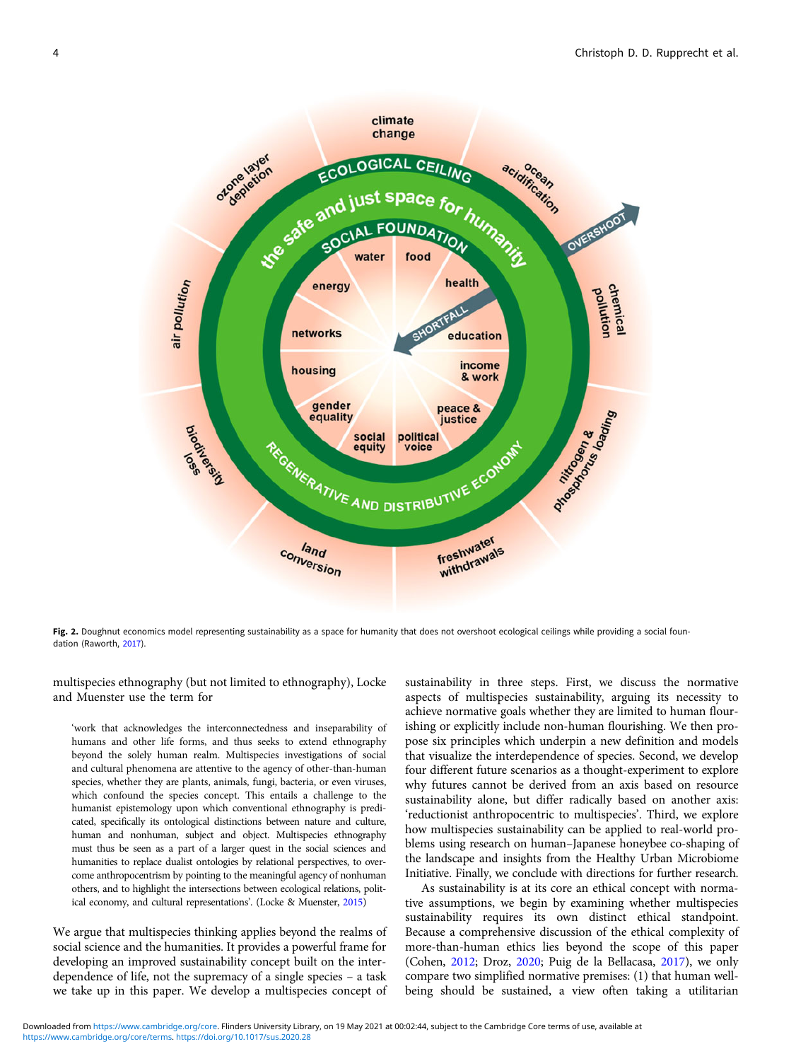Fig. 2. Doughnut economics model representing sustainability as a space for humanity that does not overshoot ecological ceilings while providing a social foundation (Raworth, 2017).

multispecies ethnography (but not limited to ethnography), Locke and Muenster use the term for

> 'work that acknowledges the interconnectedness and inseparability of humans and other life forms, and thus seeks to extend ethnography beyond the solely human realm. Multispecies investigations of social and cultural phenomena are attentive to the agency of other-than-human species, whether they are plants, animals, fungi, bacteria, or even viruses, which confound the species concept. This entails a challenge to the humanist epistemology upon which conventional ethnography is predicated, specifically its ontological distinctions between nature and culture, human and nonhuman, subject and object. Multispecies ethnography must thus be seen as a part of a larger quest in the social sciences and humanities to replace dualist ontologies by relational perspectives, to overcome anthropocentrism by pointing to the meaningful agency of nonhuman others, and to highlight the intersections between ecological relations, political economy, and cultural representations'. (Locke & Muenster, 2015)

We argue that multispecies thinking applies beyond the realms of social science and the humanities. It provides a powerful frame for developing an improved sustainability concept built on the interdependence of life, not the supremacy of a single species – a task we take up in this paper. We develop a multispecies concept of sustainability in three steps. First, we discuss the normative aspects of multispecies sustainability, arguing its necessity to achieve normative goals whether they are limited to human flourishing or explicitly include non-human flourishing. We then propose six principles which underpin a new definition and models that visualize the interdependence of species. Second, we develop four different future scenarios as a thought-experiment to explore why futures cannot be derived from an axis based on resource sustainability alone, but differ radically based on another axis: 'reductionist anthropocentric to multispecies'. Third, we explore how multispecies sustainability can be applied to real-world problems using research on human–Japanese honeybee co-shaping of the landscape and insights from the Healthy Urban Microbiome Initiative. Finally, we conclude with directions for further research.

As sustainability is at its core an ethical concept with normative assumptions, we begin by examining whether multispecies sustainability requires its own distinct ethical standpoint. Because a comprehensive discussion of the ethical complexity of more-than-human ethics lies beyond the scope of this paper (Cohen, 2012; Droz, 2020; Puig de la Bellacasa, 2017), we only compare two simplified normative premises: (1) that human well-being should be sustained, a view often taking a utilitarian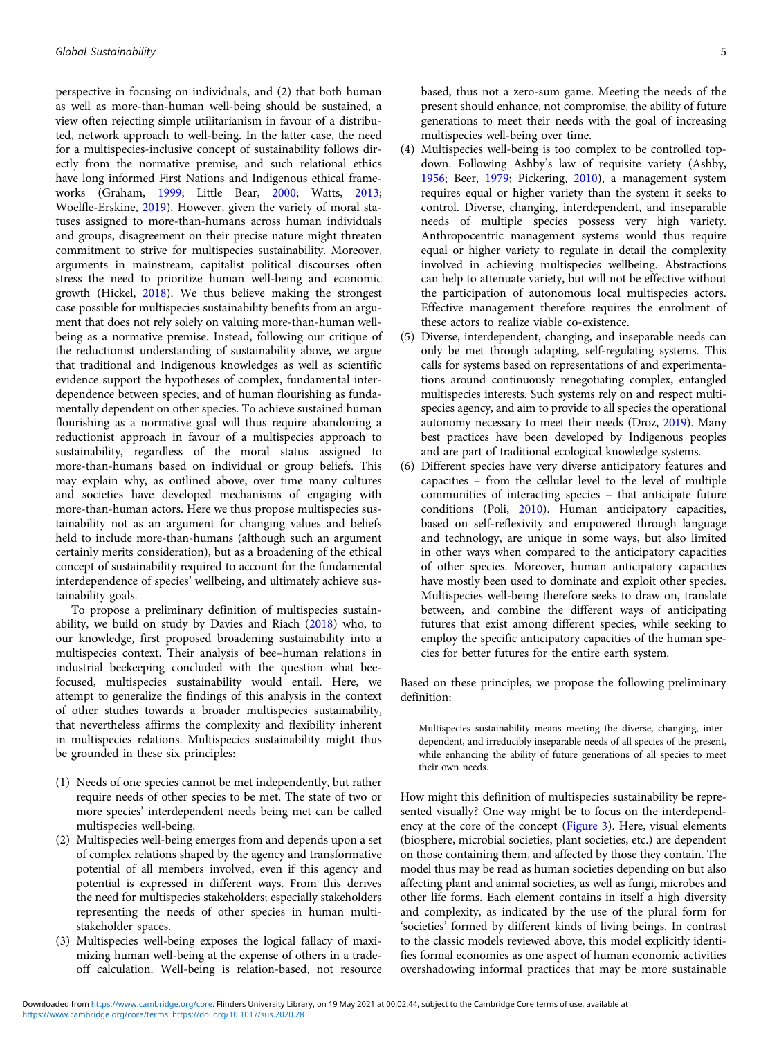perspective in focusing on individuals, and (2) that both human as well as more-than-human well-being should be sustained, a view often rejecting simple utilitarianism in favour of a distributed, network approach to well-being. In the latter case, the need for a multispecies-inclusive concept of sustainability follows directly from the normative premise, and such relational ethics have long informed First Nations and Indigenous ethical frameworks (Graham, 1999; Little Bear, 2000; Watts, 2013; Woelfle-Erskine, 2019). However, given the variety of moral statuses assigned to more-than-humans across human individuals and groups, disagreement on their precise nature might threaten commitment to strive for multispecies sustainability. Moreover, arguments in mainstream, capitalist political discourses often stress the need to prioritize human well-being and economic growth (Hickel, 2018). We thus believe making the strongest case possible for multispecies sustainability benefits from an argument that does not rely solely on valuing more-than-human well-being as a normative premise. Instead, following our critique of the reductionist understanding of sustainability above, we argue that traditional and Indigenous knowledges as well as scientific evidence support the hypotheses of complex, fundamental interdependence between species, and of human flourishing as fundamentally dependent on other species. To achieve sustained human flourishing as a normative goal will thus require abandoning a reductionist approach in favour of a multispecies approach to sustainability, regardless of the moral status assigned to more-than-humans based on individual or group beliefs. This may explain why, as outlined above, over time many cultures and societies have developed mechanisms of engaging with more-than-human actors. Here we thus propose multispecies sustainability not as an argument for changing values and beliefs held to include more-than-humans (although such an argument certainly merits consideration), but as a broadening of the ethical concept of sustainability required to account for the fundamental interdependence of species' wellbeing, and ultimately achieve sustainability goals.

To propose a preliminary definition of multispecies sustainability, we build on study by Davies and Riach (2018) who, to our knowledge, first proposed broadening sustainability into a multispecies context. Their analysis of bee–human relations in industrial beekeeping concluded with the question what bee-focused, multispecies sustainability would entail. Here, we attempt to generalize the findings of this analysis in the context of other studies towards a broader multispecies sustainability, that nevertheless affirms the complexity and flexibility inherent in multispecies relations. Multispecies sustainability might thus be grounded in these six principles:

1. Needs of one species cannot be met independently, but rather require needs of other species to be met. The state of two or more species' interdependent needs being met can be called multispecies well-being.
2. Multispecies well-being emerges from and depends upon a set of complex relations shaped by the agency and transformative potential of all members involved, even if this agency and potential is expressed in different ways. From this derives the need for multispecies stakeholders; especially stakeholders representing the needs of other species in human multi-stakeholder spaces.
3. Multispecies well-being exposes the logical fallacy of maximizing human well-being at the expense of others in a trade-off calculation. Well-being is relation-based, not resource based, thus not a zero-sum game. Meeting the needs of the present should enhance, not compromise, the ability of future generations to meet their needs with the goal of increasing multispecies well-being over time.
4. Multispecies well-being is too complex to be controlled top-down. Following Ashby's law of requisite variety (Ashby, 1956; Beer, 1979; Pickering, 2010), a management system requires equal or higher variety than the system it seeks to control. Diverse, changing, interdependent, and inseparable needs of multiple species possess very high variety. Anthropocentric management systems would thus require equal or higher variety to regulate in detail the complexity involved in achieving multispecies wellbeing. Abstractions can help to attenuate variety, but will not be effective without the participation of autonomous local multispecies actors. Effective management therefore requires the enrolment of these actors to realize viable co-existence.
5. Diverse, interdependent, changing, and inseparable needs can only be met through adapting, self-regulating systems. This calls for systems based on representations of and experimentations around continuously renegotiating complex, entangled multispecies interests. Such systems rely on and respect multispecies agency, and aim to provide to all species the operational autonomy necessary to meet their needs (Droz, 2019). Many best practices have been developed by Indigenous peoples and are part of traditional ecological knowledge systems.
6. Different species have very diverse anticipatory features and capacities – from the cellular level to the level of multiple communities of interacting species – that anticipate future conditions (Poli, 2010). Human anticipatory capacities, based on self-reflexivity and empowered through language and technology, are unique in some ways, but also limited in other ways when compared to the anticipatory capacities of other species. Moreover, human anticipatory capacities have mostly been used to dominate and exploit other species. Multispecies well-being therefore seeks to draw on, translate between, and combine the different ways of anticipating futures that exist among different species, while seeking to employ the specific anticipatory capacities of the human species for better futures for the entire earth system.

Based on these principles, we propose the following preliminary definition:

> Multispecies sustainability means meeting the diverse, changing, interdependent, and irreducibly inseparable needs of all species of the present, while enhancing the ability of future generations of all species to meet their own needs.

How might this definition of multispecies sustainability be represented visually? One way might be to focus on the interdependency at the core of the concept (Figure 3). Here, visual elements (biosphere, microbial societies, plant societies, etc.) are dependent on those containing them, and affected by those they contain. The model thus may be read as human societies depending on but also affecting plant and animal societies, as well as fungi, microbes and other life forms. Each element contains in itself a high diversity and complexity, as indicated by the use of the plural form for 'societies' formed by different kinds of living beings. In contrast to the classic models reviewed above, this model explicitly identifies formal economies as one aspect of human economic activities overshadowing informal practices that may be more sustainable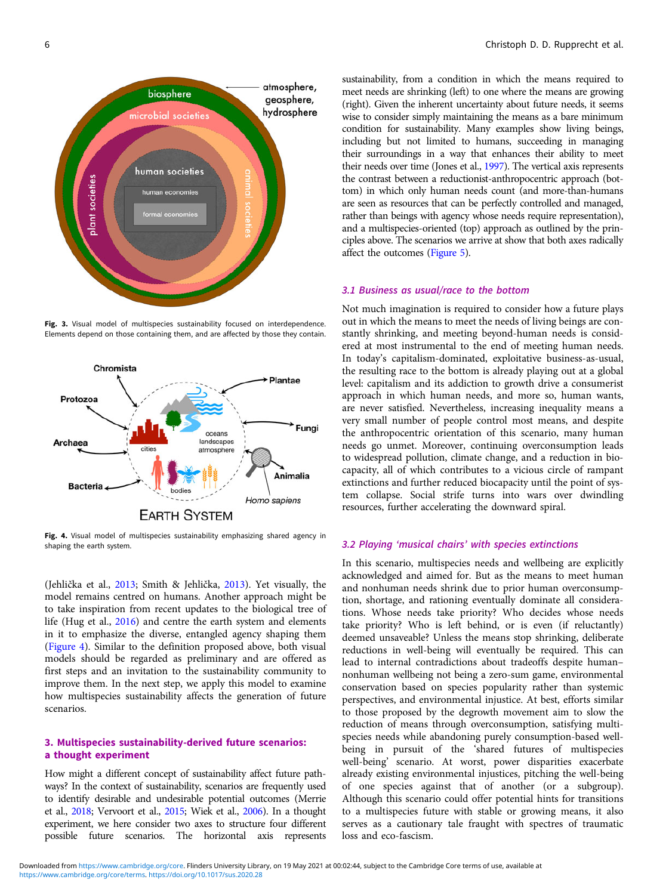Fig. 3. Visual model of multispecies sustainability focused on interdependence. Elements depend on those containing them, and are affected by those they contain.

Fig. 4. Visual model of multispecies sustainability emphasizing shared agency in shaping the earth system.

(Jehlička et al., 2013; Smith & Jehlička, 2013). Yet visually, the model remains centred on humans. Another approach might be to take inspiration from recent updates to the biological tree of life (Hug et al., 2016) and centre the earth system and elements in it to emphasize the diverse, entangled agency shaping them (Figure 4). Similar to the definition proposed above, both visual models should be regarded as preliminary and are offered as first steps and an invitation to the sustainability community to improve them. In the next step, we apply this model to examine how multispecies sustainability affects the generation of future scenarios.

## 3. Multispecies sustainability-derived future scenarios: a thought experiment

How might a different concept of sustainability affect future pathways? In the context of sustainability, scenarios are frequently used to identify desirable and undesirable potential outcomes (Merrie et al., 2018; Vervoort et al., 2015; Wiek et al., 2006). In a thought experiment, we here consider two axes to structure four different possible future scenarios. The horizontal axis represents sustainability, from a condition in which the means required to meet needs are shrinking (left) to one where the means are growing (right). Given the inherent uncertainty about future needs, it seems wise to consider simply maintaining the means as a bare minimum condition for sustainability. Many examples show living beings, including but not limited to humans, succeeding in managing their surroundings in a way that enhances their ability to meet their needs over time (Jones et al., 1997). The vertical axis represents the contrast between a reductionist-anthropocentric approach (bottom) in which only human needs count (and more-than-humans are seen as resources that can be perfectly controlled and managed, rather than beings with agency whose needs require representation), and a multispecies-oriented (top) approach as outlined by the principles above. The scenarios we arrive at show that both axes radically affect the outcomes (Figure 5).

### 3.1 Business as usual/race to the bottom

Not much imagination is required to consider how a future plays out in which the means to meet the needs of living beings are constantly shrinking, and meeting beyond-human needs is considered at most instrumental to the end of meeting human needs. In today's capitalism-dominated, exploitative business-as-usual, the resulting race to the bottom is already playing out at a global level: capitalism and its addiction to growth drive a consumerist approach in which human needs, and more so, human wants, are never satisfied. Nevertheless, increasing inequality means a very small number of people control most means, and despite the anthropocentric orientation of this scenario, many human needs go unmet. Moreover, continuing overconsumption leads to widespread pollution, climate change, and a reduction in biocapacity, all of which contributes to a vicious circle of rampant extinctions and further reduced biocapacity until the point of system collapse. Social strife turns into wars over dwindling resources, further accelerating the downward spiral.

### 3.2 Playing 'musical chairs' with species extinctions

In this scenario, multispecies needs and wellbeing are explicitly acknowledged and aimed for. But as the means to meet human and nonhuman needs shrink due to prior human overconsumption, shortage, and rationing eventually dominate all considerations. Whose needs take priority? Who decides whose needs take priority? Who is left behind, or is even (if reluctantly) deemed unsaveable? Unless the means stop shrinking, deliberate reductions in well-being will eventually be required. This can lead to internal contradictions about tradeoffs despite human–nonhuman wellbeing not being a zero-sum game, environmental conservation based on species popularity rather than systemic perspectives, and environmental injustice. At best, efforts similar to those proposed by the degrowth movement aim to slow the reduction of means through overconsumption, satisfying multispecies needs while abandoning purely consumption-based well-being in pursuit of the 'shared futures of multispecies well-being' scenario. At worst, power disparities exacerbate already existing environmental injustices, pitching the well-being of one species against that of another (or a subgroup). Although this scenario could offer potential hints for transitions to a multispecies future with stable or growing means, it also serves as a cautionary tale fraught with spectres of traumatic loss and eco-fascism.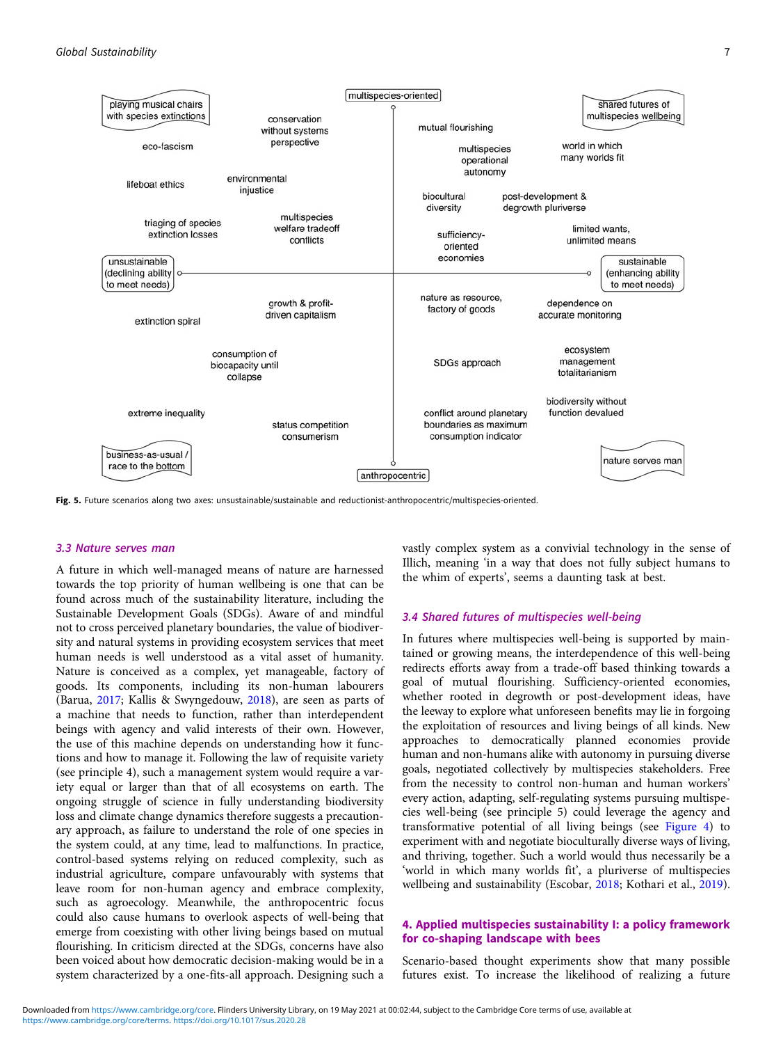Fig. 5. Future scenarios along two axes: unsustainable/sustainable and reductionist-anthropocentric/multispecies-oriented.

### 3.3 Nature serves man

A future in which well-managed means of nature are harnessed towards the top priority of human wellbeing is one that can be found across much of the sustainability literature, including the Sustainable Development Goals (SDGs). Aware of and mindful not to cross perceived planetary boundaries, the value of biodiversity and natural systems in providing ecosystem services that meet human needs is well understood as a vital asset of humanity. Nature is conceived as a complex, yet manageable, factory of goods. Its components, including its non-human labourers (Barua, 2017; Kallis & Swyngedouw, 2018), are seen as parts of a machine that needs to function, rather than interdependent beings with agency and valid interests of their own. However, the use of this machine depends on understanding how it functions and how to manage it. Following the law of requisite variety (see principle 4), such a management system would require a variety equal or larger than that of all ecosystems on earth. The ongoing struggle of science in fully understanding biodiversity loss and climate change dynamics therefore suggests a precautionary approach, as failure to understand the role of one species in the system could, at any time, lead to malfunctions. In practice, control-based systems relying on reduced complexity, such as industrial agriculture, compare unfavourably with systems that leave room for non-human agency and embrace complexity, such as agroecology. Meanwhile, the anthropocentric focus could also cause humans to overlook aspects of well-being that emerge from coexisting with other living beings based on mutual flourishing. In criticism directed at the SDGs, concerns have also been voiced about how democratic decision-making would be in a system characterized by a one-fits-all approach. Designing such a vastly complex system as a convivial technology in the sense of Illich, meaning 'in a way that does not fully subject humans to the whim of experts', seems a daunting task at best.

### 3.4 Shared futures of multispecies well-being

In futures where multispecies well-being is supported by maintained or growing means, the interdependence of this well-being redirects efforts away from a trade-off based thinking towards a goal of mutual flourishing. Sufficiency-oriented economies, whether rooted in degrowth or post-development ideas, have the leeway to explore what unforeseen benefits may lie in forgoing the exploitation of resources and living beings of all kinds. New approaches to democratically planned economies provide human and non-humans alike with autonomy in pursuing diverse goals, negotiated collectively by multispecies stakeholders. Free from the necessity to control non-human and human workers' every action, adapting, self-regulating systems pursuing multispecies well-being (see principle 5) could leverage the agency and transformative potential of all living beings (see Figure 4) to experiment with and negotiate bioculturally diverse ways of living, and thriving, together. Such a world would thus necessarily be a 'world in which many worlds fit', a pluriverse of multispecies wellbeing and sustainability (Escobar, 2018; Kothari et al., 2019).

## 4. Applied multispecies sustainability I: a policy framework for co-shaping landscape with bees

Scenario-based thought experiments show that many possible futures exist. To increase the likelihood of realizing a future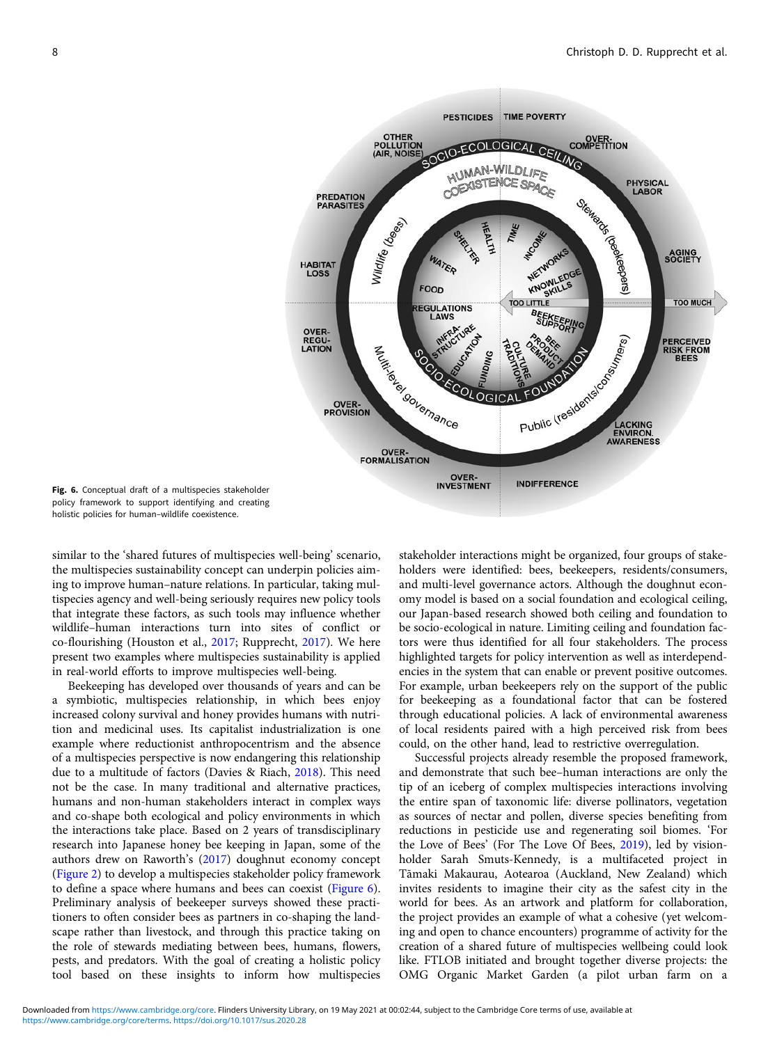Fig. 6. Conceptual draft of a multispecies stakeholder policy framework to support identifying and creating holistic policies for human–wildlife coexistence.

similar to the 'shared futures of multispecies well-being' scenario, the multispecies sustainability concept can underpin policies aiming to improve human–nature relations. In particular, taking multispecies agency and well-being seriously requires new policy tools that integrate these factors, as such tools may influence whether wildlife–human interactions turn into sites of conflict or co-flourishing (Houston et al., 2017; Rupprecht, 2017). We here present two examples where multispecies sustainability is applied in real-world efforts to improve multispecies well-being.

Beekeeping has developed over thousands of years and can be a symbiotic, multispecies relationship, in which bees enjoy increased colony survival and honey provides humans with nutrition and medicinal uses. Its capitalist industrialization is one example where reductionist anthropocentrism and the absence of a multispecies perspective is now endangering this relationship due to a multitude of factors (Davies & Riach, 2018). This need not be the case. In many traditional and alternative practices, humans and non-human stakeholders interact in complex ways and co-shape both ecological and policy environments in which the interactions take place. Based on 2 years of transdisciplinary research into Japanese honey bee keeping in Japan, some of the authors drew on Raworth's (2017) doughnut economy concept (Figure 2) to develop a multispecies stakeholder policy framework to define a space where humans and bees can coexist (Figure 6). Preliminary analysis of beekeeper surveys showed these practitioners to often consider bees as partners in co-shaping the landscape rather than livestock, and through this practice taking on the role of stewards mediating between bees, humans, flowers, pests, and predators. With the goal of creating a holistic policy tool based on these insights to inform how multispecies stakeholder interactions might be organized, four groups of stakeholders were identified: bees, beekeepers, residents/consumers, and multi-level governance actors. Although the doughnut economy model is based on a social foundation and ecological ceiling, our Japan-based research showed both ceiling and foundation to be socio-ecological in nature. Limiting ceiling and foundation factors were thus identified for all four stakeholders. The process highlighted targets for policy intervention as well as interdependencies in the system that can enable or prevent positive outcomes. For example, urban beekeepers rely on the support of the public for beekeeping as a foundational factor that can be fostered through educational policies. A lack of environmental awareness of local residents paired with a high perceived risk from bees could, on the other hand, lead to restrictive overregulation.

Successful projects already resemble the proposed framework, and demonstrate that such bee–human interactions are only the tip of an iceberg of complex multispecies interactions involving the entire span of taxonomic life: diverse pollinators, vegetation as sources of nectar and pollen, diverse species benefiting from reductions in pesticide use and regenerating soil biomes. 'For the Love of Bees' (For The Love Of Bees, 2019), led by visionholder Sarah Smuts-Kennedy, is a multifaceted project in Tāmaki Makaurau, Aotearoa (Auckland, New Zealand) which invites residents to imagine their city as the safest city in the world for bees. As an artwork and platform for collaboration, the project provides an example of what a cohesive (yet welcoming and open to chance encounters) programme of activity for the creation of a shared future of multispecies wellbeing could look like. FTLOB initiated and brought together diverse projects: the OMG Organic Market Garden (a pilot urban farm on a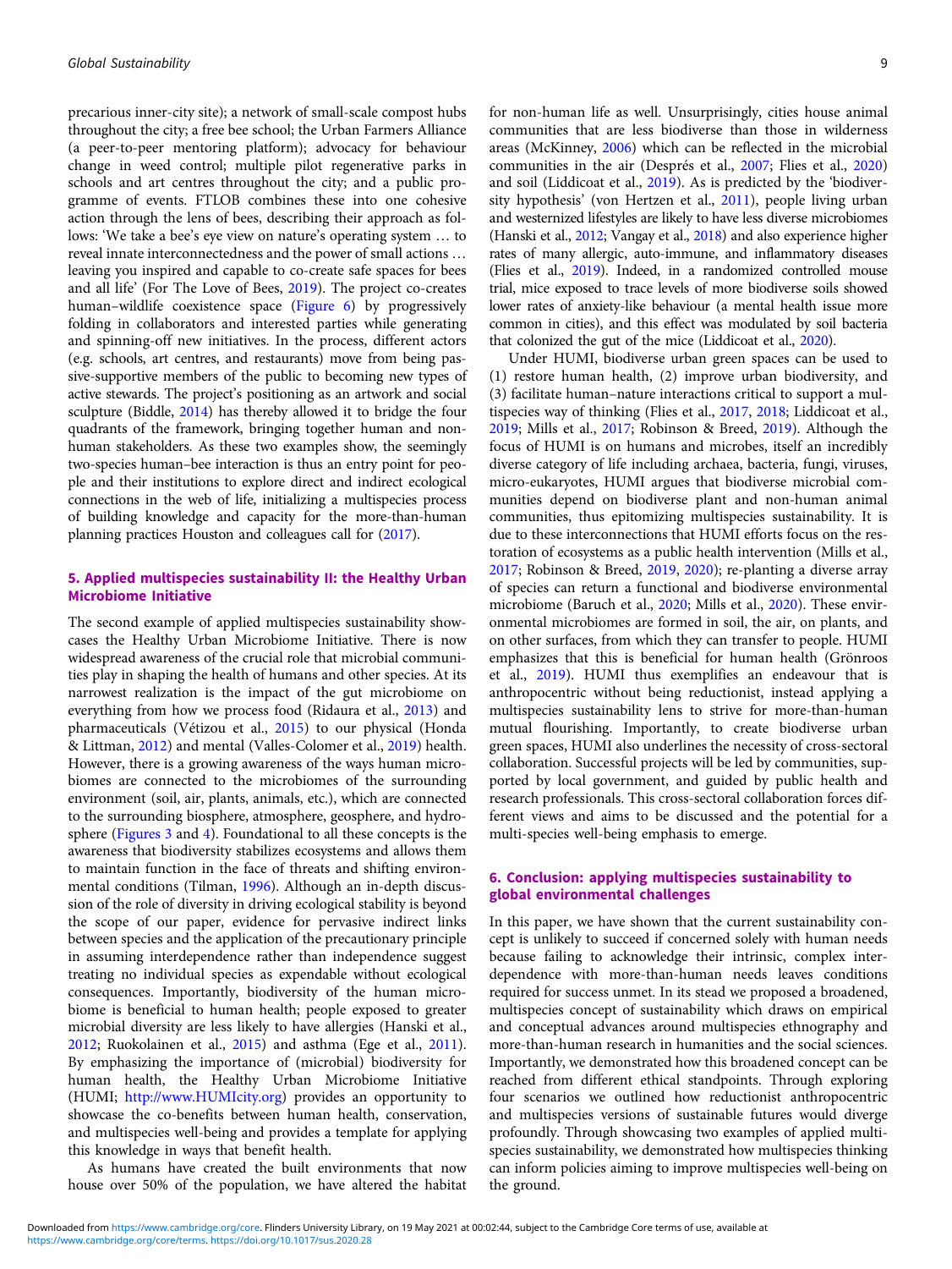precarious inner-city site); a network of small-scale compost hubs throughout the city; a free bee school; the Urban Farmers Alliance (a peer-to-peer mentoring platform); advocacy for behaviour change in weed control; multiple pilot regenerative parks in schools and art centres throughout the city; and a public programme of events. FTLOB combines these into one cohesive action through the lens of bees, describing their approach as follows: 'We take a bee's eye view on nature's operating system … to reveal innate interconnectedness and the power of small actions … leaving you inspired and capable to co-create safe spaces for bees and all life' (For The Love of Bees, 2019). The project co-creates human–wildlife coexistence space (Figure 6) by progressively folding in collaborators and interested parties while generating and spinning-off new initiatives. In the process, different actors (e.g. schools, art centres, and restaurants) move from being passive-supportive members of the public to becoming new types of active stewards. The project's positioning as an artwork and social sculpture (Biddle, 2014) has thereby allowed it to bridge the four quadrants of the framework, bringing together human and non-human stakeholders. As these two examples show, the seemingly two-species human–bee interaction is thus an entry point for people and their institutions to explore direct and indirect ecological connections in the web of life, initializing a multispecies process of building knowledge and capacity for the more-than-human planning practices Houston and colleagues call for (2017).

## 5. Applied multispecies sustainability II: the Healthy Urban Microbiome Initiative

The second example of applied multispecies sustainability showcases the Healthy Urban Microbiome Initiative. There is now widespread awareness of the crucial role that microbial communities play in shaping the health of humans and other species. At its narrowest realization is the impact of the gut microbiome on everything from how we process food (Ridaura et al., 2013) and pharmaceuticals (Vétizou et al., 2015) to our physical (Honda & Littman, 2012) and mental (Valles-Colomer et al., 2019) health. However, there is a growing awareness of the ways human microbiomes are connected to the microbiomes of the surrounding environment (soil, air, plants, animals, etc.), which are connected to the surrounding biosphere, atmosphere, geosphere, and hydrosphere (Figures 3 and 4). Foundational to all these concepts is the awareness that biodiversity stabilizes ecosystems and allows them to maintain function in the face of threats and shifting environmental conditions (Tilman, 1996). Although an in-depth discussion of the role of diversity in driving ecological stability is beyond the scope of our paper, evidence for pervasive indirect links between species and the application of the precautionary principle in assuming interdependence rather than independence suggest treating no individual species as expendable without ecological consequences. Importantly, biodiversity of the human microbiome is beneficial to human health; people exposed to greater microbial diversity are less likely to have allergies (Hanski et al., 2012; Ruokolainen et al., 2015) and asthma (Ege et al., 2011). By emphasizing the importance of (microbial) biodiversity for human health, the Healthy Urban Microbiome Initiative (HUMI; http://www.HUMIcity.org) provides an opportunity to showcase the co-benefits between human health, conservation, and multispecies well-being and provides a template for applying this knowledge in ways that benefit health.

As humans have created the built environments that now house over 50% of the population, we have altered the habitat for non-human life as well. Unsurprisingly, cities house animal communities that are less biodiverse than those in wilderness areas (McKinney, 2006) which can be reflected in the microbial communities in the air (Després et al., 2007; Flies et al., 2020) and soil (Liddicoat et al., 2019). As is predicted by the 'biodiversity hypothesis' (von Hertzen et al., 2011), people living urban and westernized lifestyles are likely to have less diverse microbiomes (Hanski et al., 2012; Vangay et al., 2018) and also experience higher rates of many allergic, auto-immune, and inflammatory diseases (Flies et al., 2019). Indeed, in a randomized controlled mouse trial, mice exposed to trace levels of more biodiverse soils showed lower rates of anxiety-like behaviour (a mental health issue more common in cities), and this effect was modulated by soil bacteria that colonized the gut of the mice (Liddicoat et al., 2020).

Under HUMI, biodiverse urban green spaces can be used to (1) restore human health, (2) improve urban biodiversity, and (3) facilitate human–nature interactions critical to support a multispecies way of thinking (Flies et al., 2017, 2018; Liddicoat et al., 2019; Mills et al., 2017; Robinson & Breed, 2019). Although the focus of HUMI is on humans and microbes, itself an incredibly diverse category of life including archaea, bacteria, fungi, viruses, micro-eukaryotes, HUMI argues that biodiverse microbial communities depend on biodiverse plant and non-human animal communities, thus epitomizing multispecies sustainability. It is due to these interconnections that HUMI efforts focus on the restoration of ecosystems as a public health intervention (Mills et al., 2017; Robinson & Breed, 2019, 2020); re-planting a diverse array of species can return a functional and biodiverse environmental microbiome (Baruch et al., 2020; Mills et al., 2020). These environmental microbiomes are formed in soil, the air, on plants, and on other surfaces, from which they can transfer to people. HUMI emphasizes that this is beneficial for human health (Grönroos et al., 2019). HUMI thus exemplifies an endeavour that is anthropocentric without being reductionist, instead applying a multispecies sustainability lens to strive for more-than-human mutual flourishing. Importantly, to create biodiverse urban green spaces, HUMI also underlines the necessity of cross-sectoral collaboration. Successful projects will be led by communities, supported by local government, and guided by public health and research professionals. This cross-sectoral collaboration forces different views and aims to be discussed and the potential for a multi-species well-being emphasis to emerge.

## 6. Conclusion: applying multispecies sustainability to global environmental challenges

In this paper, we have shown that the current sustainability concept is unlikely to succeed if concerned solely with human needs because failing to acknowledge their intrinsic, complex interdependence with more-than-human needs leaves conditions required for success unmet. In its stead we proposed a broadened, multispecies concept of sustainability which draws on empirical and conceptual advances around multispecies ethnography and more-than-human research in humanities and the social sciences. Importantly, we demonstrated how this broadened concept can be reached from different ethical standpoints. Through exploring four scenarios we outlined how reductionist anthropocentric and multispecies versions of sustainable futures would diverge profoundly. Through showcasing two examples of applied multispecies sustainability, we demonstrated how multispecies thinking can inform policies aiming to improve multispecies well-being on the ground.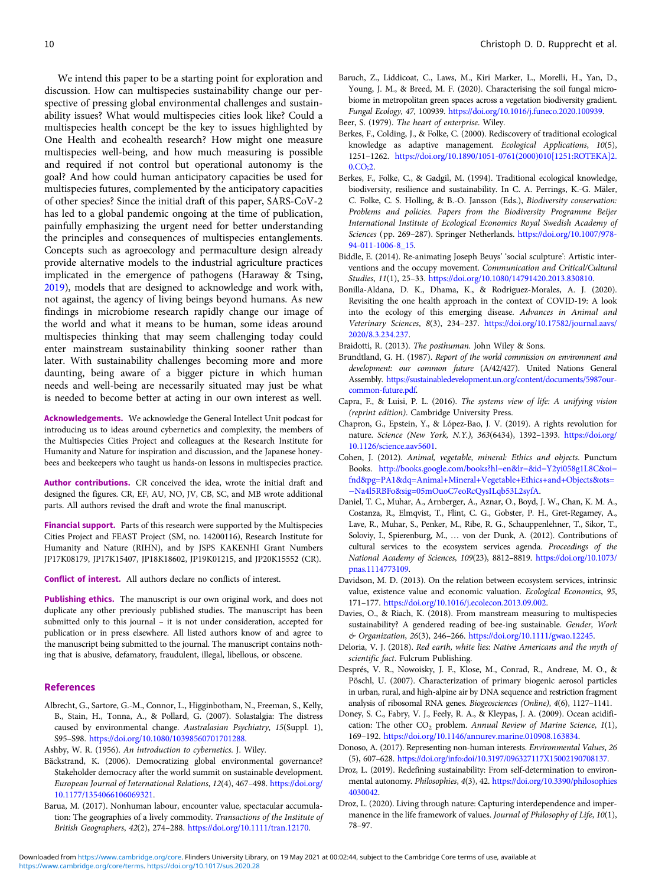We intend this paper to be a starting point for exploration and discussion. How can multispecies sustainability change our perspective of pressing global environmental challenges and sustainability issues? What would multispecies cities look like? Could a multispecies health concept be the key to issues highlighted by One Health and ecohealth research? How might one measure multispecies well-being, and how much measuring is possible and required if not control but operational autonomy is the goal? And how could human anticipatory capacities be used for multispecies futures, complemented by the anticipatory capacities of other species? Since the initial draft of this paper, SARS-CoV-2 has led to a global pandemic ongoing at the time of publication, painfully emphasizing the urgent need for better understanding the principles and consequences of multispecies entanglements. Concepts such as agroecology and permaculture design already provide alternative models to the industrial agriculture practices implicated in the emergence of pathogens (Haraway & Tsing, 2019), models that are designed to acknowledge and work with, not against, the agency of living beings beyond humans. As new findings in microbiome research rapidly change our image of the world and what it means to be human, some ideas around multispecies thinking that may seem challenging today could enter mainstream sustainability thinking sooner rather than later. With sustainability challenges becoming more and more daunting, being aware of a bigger picture in which human needs and well-being are necessarily situated may just be what is needed to become better at acting in our own interest as well.

**Acknowledgements.** We acknowledge the General Intellect Unit podcast for introducing us to ideas around cybernetics and complexity, the members of the Multispecies Cities Project and colleagues at the Research Institute for Humanity and Nature for inspiration and discussion, and the Japanese honeybees and beekeepers who taught us hands-on lessons in multispecies practice.

**Author contributions.** CR conceived the idea, wrote the initial draft and designed the figures. CR, EF, AU, NO, JV, CB, SC, and MB wrote additional parts. All authors revised the draft and wrote the final manuscript.

**Financial support.** Parts of this research were supported by the Multispecies Cities Project and FEAST Project (SM, no. 14200116), Research Institute for Humanity and Nature (RIHN), and by JSPS KAKENHI Grant Numbers JP17K08179, JP17K15407, JP18K18602, JP19K01215, and JP20K15552 (CR).

**Conflict of interest.** All authors declare no conflicts of interest.

**Publishing ethics.** The manuscript is our own original work, and does not duplicate any other previously published studies. The manuscript has been submitted only to this journal – it is not under consideration, accepted for publication or in press elsewhere. All listed authors know of and agree to the manuscript being submitted to the journal. The manuscript contains nothing that is abusive, defamatory, fraudulent, illegal, libellous, or obscene.

## References

Albrecht, G., Sartore, G.-M., Connor, L., Higginbotham, N., Freeman, S., Kelly, B., Stain, H., Tonna, A., & Pollard, G. (2007). Solastalgia: The distress caused by environmental change. *Australasian Psychiatry*, *15*(Suppl. 1), S95–S98. https://doi.org/10.1080/10398560701701288.

Ashby, W. R. (1956). *An introduction to cybernetics*. J. Wiley.

Bäckstrand, K. (2006). Democratizing global environmental governance? Stakeholder democracy after the world summit on sustainable development. *European Journal of International Relations*, *12*(4), 467–498. https://doi.org/10.1177/1354066106069321.

Barua, M. (2017). Nonhuman labour, encounter value, spectacular accumulation: The geographies of a lively commodity. *Transactions of the Institute of British Geographers*, *42*(2), 274–288. https://doi.org/10.1111/tran.12170.

Baruch, Z., Liddicoat, C., Laws, M., Kiri Marker, L., Morelli, H., Yan, D., Young, J. M., & Breed, M. F. (2020). Characterising the soil fungal microbiome in metropolitan green spaces across a vegetation biodiversity gradient. *Fungal Ecology*, *47*, 100939. https://doi.org/10.1016/j.funeco.2020.100939.

Beer, S. (1979). *The heart of enterprise*. Wiley.

Berkes, F., Colding, J., & Folke, C. (2000). Rediscovery of traditional ecological knowledge as adaptive management. *Ecological Applications*, *10*(5), 1251–1262. https://doi.org/10.1890/1051-0761(2000)010[1251:ROTEKA]2.0.CO;2.

Berkes, F., Folke, C., & Gadgil, M. (1994). Traditional ecological knowledge, biodiversity, resilience and sustainability. In C. A. Perrings, K.-G. Mäler, C. Folke, C. S. Holling, & B.-O. Jansson (Eds.), *Biodiversity conservation: Problems and policies. Papers from the Biodiversity Programme Beijer International Institute of Ecological Economics Royal Swedish Academy of Sciences* (pp. 269–287). Springer Netherlands. https://doi.org/10.1007/978-94-011-1006-8_15.

Biddle, E. (2014). Re-animating Joseph Beuys' 'social sculpture': Artistic interventions and the occupy movement. *Communication and Critical/Cultural Studies*, *11*(1), 25–33. https://doi.org/10.1080/14791420.2013.830810.

Bonilla-Aldana, D. K., Dhama, K., & Rodriguez-Morales, A. J. (2020). Revisiting the one health approach in the context of COVID-19: A look into the ecology of this emerging disease. *Advances in Animal and Veterinary Sciences*, *8*(3), 234–237. https://doi.org/10.17582/journal.aavs/2020/8.3.234.237.

Braidotti, R. (2013). *The posthuman*. John Wiley & Sons.

Brundtland, G. H. (1987). *Report of the world commission on environment and development: our common future* (A/42/427). United Nations General Assembly. https://sustainabledevelopment.un.org/content/documents/5987our-common-future.pdf.

Capra, F., & Luisi, P. L. (2016). *The systems view of life: A unifying vision (reprint edition)*. Cambridge University Press.

Chapron, G., Epstein, Y., & López-Bao, J. V. (2019). A rights revolution for nature. *Science (New York, N.Y.)*, *363*(6434), 1392–1393. https://doi.org/10.1126/science.aav5601.

Cohen, J. (2012). *Animal, vegetable, mineral: Ethics and objects*. Punctum Books. http://books.google.com/books?hl=en&lr=&id=Y2yi058g1L8C&oi=fnd&pg=PA1&dq=Animal+Mineral+Vegetable+Ethics+and+Objects&ots=−Na4l5RBFo&sig=05mOuoC7eoRcQysILqb53L2syfA.

Daniel, T. C., Muhar, A., Arnberger, A., Aznar, O., Boyd, J. W., Chan, K. M. A., Costanza, R., Elmqvist, T., Flint, C. G., Gobster, P. H., Gret-Regamey, A., Lave, R., Muhar, S., Penker, M., Ribe, R. G., Schauppenlehner, T., Sikor, T., Soloviy, I., Spierenburg, M., … von der Dunk, A. (2012). Contributions of cultural services to the ecosystem services agenda. *Proceedings of the National Academy of Sciences*, *109*(23), 8812–8819. https://doi.org/10.1073/pnas.1114773109.

Davidson, M. D. (2013). On the relation between ecosystem services, intrinsic value, existence value and economic valuation. *Ecological Economics*, *95*, 171–177. https://doi.org/10.1016/j.ecolecon.2013.09.002.

Davies, O., & Riach, K. (2018). From manstream measuring to multispecies sustainability? A gendered reading of bee-ing sustainable. *Gender, Work & Organization*, *26*(3), 246–266. https://doi.org/10.1111/gwao.12245.

Deloria, V. J. (2018). *Red earth, white lies: Native Americans and the myth of scientific fact*. Fulcrum Publishing.

Després, V. R., Nowoisky, J. F., Klose, M., Conrad, R., Andreae, M. O., & Pöschl, U. (2007). Characterization of primary biogenic aerosol particles in urban, rural, and high-alpine air by DNA sequence and restriction fragment analysis of ribosomal RNA genes. *Biogeosciences (Online)*, *4*(6), 1127–1141.

Doney, S. C., Fabry, V. J., Feely, R. A., & Kleypas, J. A. (2009). Ocean acidification: The other $CO_2$ problem. *Annual Review of Marine Science*, *1*(1), 169–192. https://doi.org/10.1146/annurev.marine.010908.163834.

Donoso, A. (2017). Representing non-human interests. *Environmental Values*, *26*(5), 607–628. https://doi.org/info:doi/10.3197/096327117X15002190708137.

Droz, L. (2019). Redefining sustainability: From self-determination to environmental autonomy. *Philosophies*, *4*(3), 42. https://doi.org/10.3390/philosophies4030042.

Droz, L. (2020). Living through nature: Capturing interdependence and impermanence in the life framework of values. *Journal of Philosophy of Life*, *10*(1), 78–97.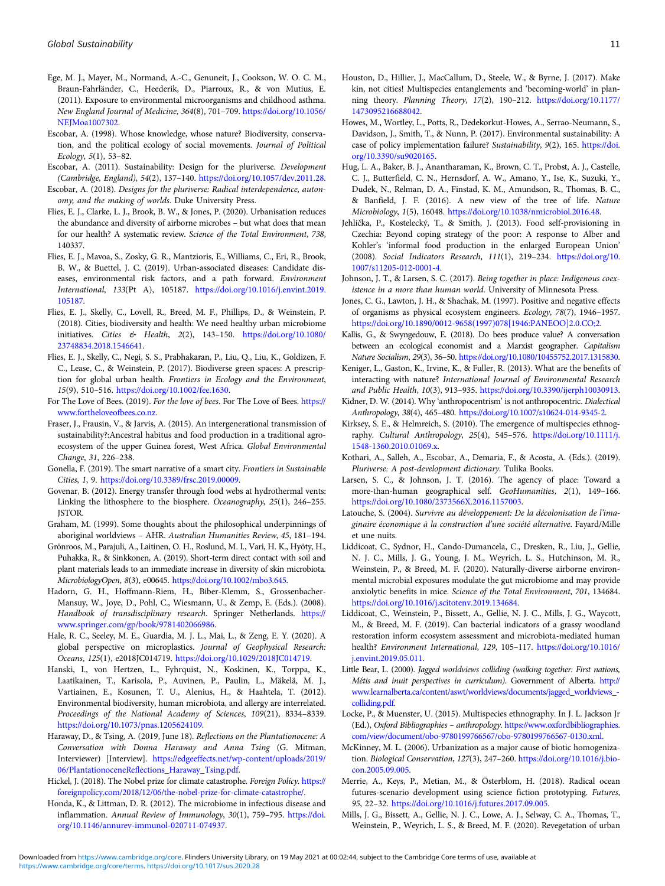Ege, M. J., Mayer, M., Normand, A.-C., Genuneit, J., Cookson, W. O. C. M., Braun-Fahrländer, C., Heederik, D., Piarroux, R., & von Mutius, E. (2011). Exposure to environmental microorganisms and childhood asthma. *New England Journal of Medicine*, *364*(8), 701–709. https://doi.org/10.1056/NEJMoa1007302.

Escobar, A. (1998). Whose knowledge, whose nature? Biodiversity, conservation, and the political ecology of social movements. *Journal of Political Ecology*, *5*(1), 53–82.

Escobar, A. (2011). Sustainability: Design for the pluriverse. *Development (Cambridge, England)*, *54*(2), 137–140. https://doi.org/10.1057/dev.2011.28.

Escobar, A. (2018). *Designs for the pluriverse: Radical interdependence, autonomy, and the making of worlds*. Duke University Press.

Flies, E. J., Clarke, L. J., Brook, B. W., & Jones, P. (2020). Urbanisation reduces the abundance and diversity of airborne microbes – but what does that mean for our health? A systematic review. *Science of the Total Environment*, *738*, 140337.

Flies, E. J., Mavoa, S., Zosky, G. R., Mantzioris, E., Williams, C., Eri, R., Brook, B. W., & Buettel, J. C. (2019). Urban-associated diseases: Candidate diseases, environmental risk factors, and a path forward. *Environment International*, *133*(Pt A), 105187. https://doi.org/10.1016/j.envint.2019.105187.

Flies, E. J., Skelly, C., Lovell, R., Breed, M. F., Phillips, D., & Weinstein, P. (2018). Cities, biodiversity and health: We need healthy urban microbiome initiatives. *Cities & Health*, *2*(2), 143–150. https://doi.org/10.1080/23748834.2018.1546641.

Flies, E. J., Skelly, C., Negi, S. S., Prabhakaran, P., Liu, Q., Liu, K., Goldizen, F. C., Lease, C., & Weinstein, P. (2017). Biodiverse green spaces: A prescription for global urban health. *Frontiers in Ecology and the Environment*, *15*(9), 510–516. https://doi.org/10.1002/fee.1630.

For The Love of Bees. (2019). *For the love of bees*. For The Love of Bees. https://www.fortheloveofbees.co.nz.

Fraser, J., Frausin, V., & Jarvis, A. (2015). An intergenerational transmission of sustainability?:Ancestral habitus and food production in a traditional agro-ecosystem of the upper Guinea forest, West Africa. *Global Environmental Change*, *31*, 226–238.

Gonella, F. (2019). The smart narrative of a smart city. *Frontiers in Sustainable Cities*, *1*, 9. https://doi.org/10.3389/frsc.2019.00009.

Govenar, B. (2012). Energy transfer through food webs at hydrothermal vents: Linking the lithosphere to the biosphere. *Oceanography*, *25*(1), 246–255. JSTOR.

Graham, M. (1999). Some thoughts about the philosophical underpinnings of aboriginal worldviews – AHR. *Australian Humanities Review*, *45*, 181–194.

Grönroos, M., Parajuli, A., Laitinen, O. H., Roslund, M. I., Vari, H. K., Hyöty, H., Puhakka, R., & Sinkkonen, A. (2019). Short-term direct contact with soil and plant materials leads to an immediate increase in diversity of skin microbiota. *MicrobiologyOpen*, *8*(3), e00645. https://doi.org/10.1002/mbo3.645.

Hadorn, G. H., Hoffmann-Riem, H., Biber-Klemm, S., Grossenbacher-Mansuy, W., Joye, D., Pohl, C., Wiesmann, U., & Zemp, E. (Eds.). (2008). *Handbook of transdisciplinary research*. Springer Netherlands. https://www.springer.com/gp/book/9781402066986.

Hale, R. C., Seeley, M. E., Guardia, M. J. L., Mai, L., & Zeng, E. Y. (2020). A global perspective on microplastics. *Journal of Geophysical Research: Oceans*, *125*(1), e2018JC014719. https://doi.org/10.1029/2018JC014719.

Hanski, I., von Hertzen, L., Fyhrquist, N., Koskinen, K., Torppa, K., Laatikainen, T., Karisola, P., Auvinen, P., Paulin, L., Mäkelä, M. J., Vartiainen, E., Kosunen, T. U., Alenius, H., & Haahtela, T. (2012). Environmental biodiversity, human microbiota, and allergy are interrelated. *Proceedings of the National Academy of Sciences*, *109*(21), 8334–8339. https://doi.org/10.1073/pnas.1205624109.

Haraway, D., & Tsing, A. (2019, June 18). *Reflections on the Plantationocene: A Conversation with Donna Haraway and Anna Tsing* (G. Mitman, Interviewer) [Interview]. https://edgeeffects.net/wp-content/uploads/2019/06/PlantationoceneReflections_Haraway_Tsing.pdf.

Hickel, J. (2018). The Nobel prize for climate catastrophe. *Foreign Policy*. https://foreignpolicy.com/2018/12/06/the-nobel-prize-for-climate-catastrophe/.

Honda, K., & Littman, D. R. (2012). The microbiome in infectious disease and inflammation. *Annual Review of Immunology*, *30*(1), 759–795. https://doi.org/10.1146/annurev-immunol-020711-074937.

Houston, D., Hillier, J., MacCallum, D., Steele, W., & Byrne, J. (2017). Make kin, not cities! Multispecies entanglements and 'becoming-world' in planning theory. *Planning Theory*, *17*(2), 190–212. https://doi.org/10.1177/1473095216688042.

Howes, M., Wortley, L., Potts, R., Dedekorkut-Howes, A., Serrao-Neumann, S., Davidson, J., Smith, T., & Nunn, P. (2017). Environmental sustainability: A case of policy implementation failure? *Sustainability*, *9*(2), 165. https://doi.org/10.3390/su9020165.

Hug, L. A., Baker, B. J., Anantharaman, K., Brown, C. T., Probst, A. J., Castelle, C. J., Butterfield, C. N., Hernsdorf, A. W., Amano, Y., Ise, K., Suzuki, Y., Dudek, N., Relman, D. A., Finstad, K. M., Amundson, R., Thomas, B. C., & Banfield, J. F. (2016). A new view of the tree of life. *Nature Microbiology*, *1*(5), 16048. https://doi.org/10.1038/nmicrobiol.2016.48.

Jehlička, P., Kostelecký, T., & Smith, J. (2013). Food self-provisioning in Czechia: Beyond coping strategy of the poor: A response to Alber and Kohler's 'informal food production in the enlarged European Union' (2008). *Social Indicators Research*, *111*(1), 219–234. https://doi.org/10.1007/s11205-012-0001-4.

Johnson, J. T., & Larsen, S. C. (2017). *Being together in place: Indigenous coexistence in a more than human world*. University of Minnesota Press.

Jones, C. G., Lawton, J. H., & Shachak, M. (1997). Positive and negative effects of organisms as physical ecosystem engineers. *Ecology*, *78*(7), 1946–1957. https://doi.org/10.1890/0012-9658(1997)078[1946:PANEOO]2.0.CO;2.

Kallis, G., & Swyngedouw, E. (2018). Do bees produce value? A conversation between an ecological economist and a Marxist geographer. *Capitalism Nature Socialism*, *29*(3), 36–50. https://doi.org/10.1080/10455752.2017.1315830.

Keniger, L., Gaston, K., Irvine, K., & Fuller, R. (2013). What are the benefits of interacting with nature? *International Journal of Environmental Research and Public Health*, *10*(3), 913–935. https://doi.org/10.3390/ijerph10030913.

Kidner, D. W. (2014). Why 'anthropocentrism' is not anthropocentric. *Dialectical Anthropology*, *38*(4), 465–480. https://doi.org/10.1007/s10624-014-9345-2.

Kirksey, S. E., & Helmreich, S. (2010). The emergence of multispecies ethnography. *Cultural Anthropology*, *25*(4), 545–576. https://doi.org/10.1111/j.1548-1360.2010.01069.x.

Kothari, A., Salleh, A., Escobar, A., Demaria, F., & Acosta, A. (Eds.). (2019). *Pluriverse: A post-development dictionary*. Tulika Books.

Larsen, S. C., & Johnson, J. T. (2016). The agency of place: Toward a more-than-human geographical self. *GeoHumanities*, *2*(1), 149–166. https://doi.org/10.1080/2373566X.2016.1157003.

Latouche, S. (2004). *Survivre au développement: De la décolonisation de l'imaginaire économique à la construction d'une société alternative*. Fayard/Mille et une nuits.

Liddicoat, C., Sydnor, H., Cando-Dumancela, C., Dresken, R., Liu, J., Gellie, N. J. C., Mills, J. G., Young, J. M., Weyrich, L. S., Hutchinson, M. R., Weinstein, P., & Breed, M. F. (2020). Naturally-diverse airborne environmental microbial exposures modulate the gut microbiome and may provide anxiolytic benefits in mice. *Science of the Total Environment*, *701*, 134684. https://doi.org/10.1016/j.scitotenv.2019.134684.

Liddicoat, C., Weinstein, P., Bissett, A., Gellie, N. J. C., Mills, J. G., Waycott, M., & Breed, M. F. (2019). Can bacterial indicators of a grassy woodland restoration inform ecosystem assessment and microbiota-mediated human health? *Environment International*, *129*, 105–117. https://doi.org/10.1016/j.envint.2019.05.011.

Little Bear, L. (2000). *Jagged worldviews colliding (walking together: First nations, Métis and inuit perspectives in curriculum)*. Government of Alberta. http://www.learnalberta.ca/content/aswt/worldviews/documents/jagged_worldviews_-colliding.pdf.

Locke, P., & Muenster, U. (2015). Multispecies ethnography. In J. L. Jackson Jr (Ed.), *Oxford Bibliographies – anthropology*. https://www.oxfordbibliographies.com/view/document/obo-9780199766567/obo-9780199766567-0130.xml.

McKinney, M. L. (2006). Urbanization as a major cause of biotic homogenization. *Biological Conservation*, *127*(3), 247–260. https://doi.org/10.1016/j.biocon.2005.09.005.

Merrie, A., Keys, P., Metian, M., & Österblom, H. (2018). Radical ocean futures-scenario development using science fiction prototyping. *Futures*, *95*, 22–32. https://doi.org/10.1016/j.futures.2017.09.005.

Mills, J. G., Bissett, A., Gellie, N. J. C., Lowe, A. J., Selway, C. A., Thomas, T., Weinstein, P., Weyrich, L. S., & Breed, M. F. (2020). Revegetation of urban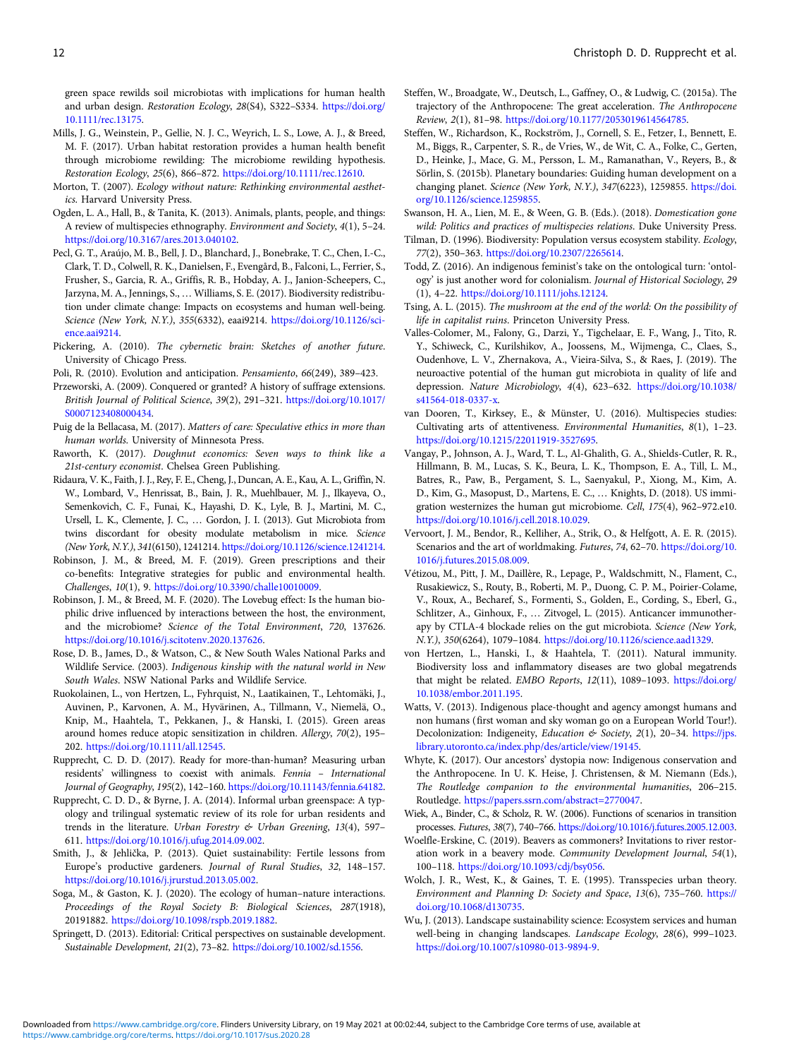green space rewilds soil microbiotas with implications for human health and urban design. *Restoration Ecology*, *28*(S4), S322–S334. https://doi.org/10.1111/rec.13175.

Mills, J. G., Weinstein, P., Gellie, N. J. C., Weyrich, L. S., Lowe, A. J., & Breed, M. F. (2017). Urban habitat restoration provides a human health benefit through microbiome rewilding: The microbiome rewilding hypothesis. *Restoration Ecology*, *25*(6), 866–872. https://doi.org/10.1111/rec.12610.

Morton, T. (2007). *Ecology without nature: Rethinking environmental aesthetics*. Harvard University Press.

Ogden, L. A., Hall, B., & Tanita, K. (2013). Animals, plants, people, and things: A review of multispecies ethnography. *Environment and Society*, *4*(1), 5–24. https://doi.org/10.3167/ares.2013.040102.

Pecl, G. T., Araújo, M. B., Bell, J. D., Blanchard, J., Bonebrake, T. C., Chen, I.-C., Clark, T. D., Colwell, R. K., Danielsen, F., Evengård, B., Falconi, L., Ferrier, S., Frusher, S., Garcia, R. A., Griffis, R. B., Hobday, A. J., Janion-Scheepers, C., Jarzyna, M. A., Jennings, S., … Williams, S. E. (2017). Biodiversity redistribution under climate change: Impacts on ecosystems and human well-being. *Science (New York, N.Y.)*, *355*(6332), eaai9214. https://doi.org/10.1126/science.aai9214.

Pickering, A. (2010). *The cybernetic brain: Sketches of another future*. University of Chicago Press.

Poli, R. (2010). Evolution and anticipation. *Pensamiento*, *66*(249), 389–423.

Przeworski, A. (2009). Conquered or granted? A history of suffrage extensions. *British Journal of Political Science*, *39*(2), 291–321. https://doi.org/10.1017/S0007123408000434.

Puig de la Bellacasa, M. (2017). *Matters of care: Speculative ethics in more than human worlds*. University of Minnesota Press.

Raworth, K. (2017). *Doughnut economics: Seven ways to think like a 21st-century economist*. Chelsea Green Publishing.

Ridaura, V. K., Faith, J. J., Rey, F. E., Cheng, J., Duncan, A. E., Kau, A. L., Griffin, N. W., Lombard, V., Henrissat, B., Bain, J. R., Muehlbauer, M. J., Ilkayeva, O., Semenkovich, C. F., Funai, K., Hayashi, D. K., Lyle, B. J., Martini, M. C., Ursell, L. K., Clemente, J. C., … Gordon, J. I. (2013). Gut Microbiota from twins discordant for obesity modulate metabolism in mice. *Science (New York, N.Y.)*, *341*(6150), 1241214. https://doi.org/10.1126/science.1241214.

Robinson, J. M., & Breed, M. F. (2019). Green prescriptions and their co-benefits: Integrative strategies for public and environmental health. *Challenges*, *10*(1), 9. https://doi.org/10.3390/challe10010009.

Robinson, J. M., & Breed, M. F. (2020). The Lovebug effect: Is the human biophilic drive influenced by interactions between the host, the environment, and the microbiome? *Science of the Total Environment*, *720*, 137626. https://doi.org/10.1016/j.scitotenv.2020.137626.

Rose, D. B., James, D., & Watson, C., & New South Wales National Parks and Wildlife Service. (2003). *Indigenous kinship with the natural world in New South Wales*. NSW National Parks and Wildlife Service.

Ruokolainen, L., von Hertzen, L., Fyhrquist, N., Laatikainen, T., Lehtomäki, J., Auvinen, P., Karvonen, A. M., Hyvärinen, A., Tillmann, V., Niemelä, O., Knip, M., Haahtela, T., Pekkanen, J., & Hanski, I. (2015). Green areas around homes reduce atopic sensitization in children. *Allergy*, *70*(2), 195–202. https://doi.org/10.1111/all.12545.

Rupprecht, C. D. D. (2017). Ready for more-than-human? Measuring urban residents' willingness to coexist with animals. *Fennia – International Journal of Geography*, *195*(2), 142–160. https://doi.org/10.11143/fennia.64182.

Rupprecht, C. D. D., & Byrne, J. A. (2014). Informal urban greenspace: A typology and trilingual systematic review of its role for urban residents and trends in the literature. *Urban Forestry & Urban Greening*, *13*(4), 597–611. https://doi.org/10.1016/j.ufug.2014.09.002.

Smith, J., & Jehlička, P. (2013). Quiet sustainability: Fertile lessons from Europe's productive gardeners. *Journal of Rural Studies*, *32*, 148–157. https://doi.org/10.1016/j.jrurstud.2013.05.002.

Soga, M., & Gaston, K. J. (2020). The ecology of human–nature interactions. *Proceedings of the Royal Society B: Biological Sciences*, *287*(1918), 20191882. https://doi.org/10.1098/rspb.2019.1882.

Springett, D. (2013). Editorial: Critical perspectives on sustainable development. *Sustainable Development*, *21*(2), 73–82. https://doi.org/10.1002/sd.1556.

Steffen, W., Broadgate, W., Deutsch, L., Gaffney, O., & Ludwig, C. (2015a). The trajectory of the Anthropocene: The great acceleration. *The Anthropocene Review*, *2*(1), 81–98. https://doi.org/10.1177/2053019614564785.

Steffen, W., Richardson, K., Rockström, J., Cornell, S. E., Fetzer, I., Bennett, E. M., Biggs, R., Carpenter, S. R., de Vries, W., de Wit, C. A., Folke, C., Gerten, D., Heinke, J., Mace, G. M., Persson, L. M., Ramanathan, V., Reyers, B., & Sörlin, S. (2015b). Planetary boundaries: Guiding human development on a changing planet. *Science (New York, N.Y.)*, *347*(6223), 1259855. https://doi.org/10.1126/science.1259855.

Swanson, H. A., Lien, M. E., & Ween, G. B. (Eds.). (2018). *Domestication gone wild: Politics and practices of multispecies relations*. Duke University Press.

Tilman, D. (1996). Biodiversity: Population versus ecosystem stability. *Ecology*, *77*(2), 350–363. https://doi.org/10.2307/2265614.

Todd, Z. (2016). An indigenous feminist's take on the ontological turn: 'ontology' is just another word for colonialism. *Journal of Historical Sociology*, *29* (1), 4–22. https://doi.org/10.1111/johs.12124.

Tsing, A. L. (2015). *The mushroom at the end of the world: On the possibility of life in capitalist ruins*. Princeton University Press.

Valles-Colomer, M., Falony, G., Darzi, Y., Tigchelaar, E. F., Wang, J., Tito, R. Y., Schiweck, C., Kurilshikov, A., Joossens, M., Wijmenga, C., Claes, S., Oudenhove, L. V., Zhernakova, A., Vieira-Silva, S., & Raes, J. (2019). The neuroactive potential of the human gut microbiota in quality of life and depression. *Nature Microbiology*, *4*(4), 623–632. https://doi.org/10.1038/s41564-018-0337-x.

van Dooren, T., Kirksey, E., & Münster, U. (2016). Multispecies studies: Cultivating arts of attentiveness. *Environmental Humanities*, *8*(1), 1–23. https://doi.org/10.1215/22011919-3527695.

Vangay, P., Johnson, A. J., Ward, T. L., Al-Ghalith, G. A., Shields-Cutler, R. R., Hillmann, B. M., Lucas, S. K., Beura, L. K., Thompson, E. A., Till, L. M., Batres, R., Paw, B., Pergament, S. L., Saenyakul, P., Xiong, M., Kim, A. D., Kim, G., Masopust, D., Martens, E. C., … Knights, D. (2018). US immigration westernizes the human gut microbiome. *Cell*, *175*(4), 962–972.e10. https://doi.org/10.1016/j.cell.2018.10.029.

Vervoort, J. M., Bendor, R., Kelliher, A., Strik, O., & Helfgott, A. E. R. (2015). Scenarios and the art of worldmaking. *Futures*, *74*, 62–70. https://doi.org/10.1016/j.futures.2015.08.009.

Vétizou, M., Pitt, J. M., Daillère, R., Lepage, P., Waldschmitt, N., Flament, C., Rusakiewicz, S., Routy, B., Roberti, M. P., Duong, C. P. M., Poirier-Colame, V., Roux, A., Becharef, S., Formenti, S., Golden, E., Cording, S., Eberl, G., Schlitzer, A., Ginhoux, F., … Zitvogel, L. (2015). Anticancer immunotherapy by CTLA-4 blockade relies on the gut microbiota. *Science (New York, N.Y.)*, *350*(6264), 1079–1084. https://doi.org/10.1126/science.aad1329.

von Hertzen, L., Hanski, I., & Haahtela, T. (2011). Natural immunity. Biodiversity loss and inflammatory diseases are two global megatrends that might be related. *EMBO Reports*, *12*(11), 1089–1093. https://doi.org/10.1038/embor.2011.195.

Watts, V. (2013). Indigenous place-thought and agency amongst humans and non humans (first woman and sky woman go on a European World Tour!). Decolonization: Indigeneity, *Education & Society*, *2*(1), 20–34. https://jps.library.utoronto.ca/index.php/des/article/view/19145.

Whyte, K. (2017). Our ancestors' dystopia now: Indigenous conservation and the Anthropocene. In U. K. Heise, J. Christensen, & M. Niemann (Eds.), *The Routledge companion to the environmental humanities*, 206–215. Routledge. https://papers.ssrn.com/abstract=2770047.

Wiek, A., Binder, C., & Scholz, R. W. (2006). Functions of scenarios in transition processes. *Futures*, *38*(7), 740–766. https://doi.org/10.1016/j.futures.2005.12.003.

Woelfle-Erskine, C. (2019). Beavers as commoners? Invitations to river restoration work in a beavery mode. *Community Development Journal*, *54*(1), 100–118. https://doi.org/10.1093/cdj/bsy056.

Wolch, J. R., West, K., & Gaines, T. E. (1995). Transspecies urban theory. *Environment and Planning D: Society and Space*, *13*(6), 735–760. https://doi.org/10.1068/d130735.

Wu, J. (2013). Landscape sustainability science: Ecosystem services and human well-being in changing landscapes. *Landscape Ecology*, *28*(6), 999–1023. https://doi.org/10.1007/s10980-013-9894-9.